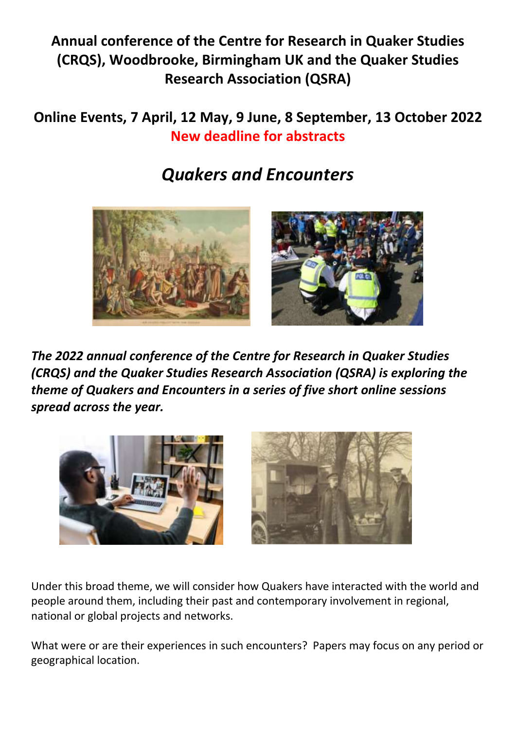# Annual conference of the Centre for Research in Quaker Studies (CRQS), Woodbrooke, Birmingham UK and the Quaker Studies Research Association (QSRA)

## Online Events, 7 April, 12 May, 9 June, 8 September, 13 October 2022

**New deadline for abstracts**

## *Quakers and Encounters*

***The 2022 annual conference of the Centre for Research in Quaker Studies (CRQS) and the Quaker Studies Research Association (QSRA) is exploring the theme of Quakers and Encounters in a series of five short online sessions spread across the year.***

Under this broad theme, we will consider how Quakers have interacted with the world and people around them, including their past and contemporary involvement in regional, national or global projects and networks.

What were or are their experiences in such encounters? Papers may focus on any period or geographical location.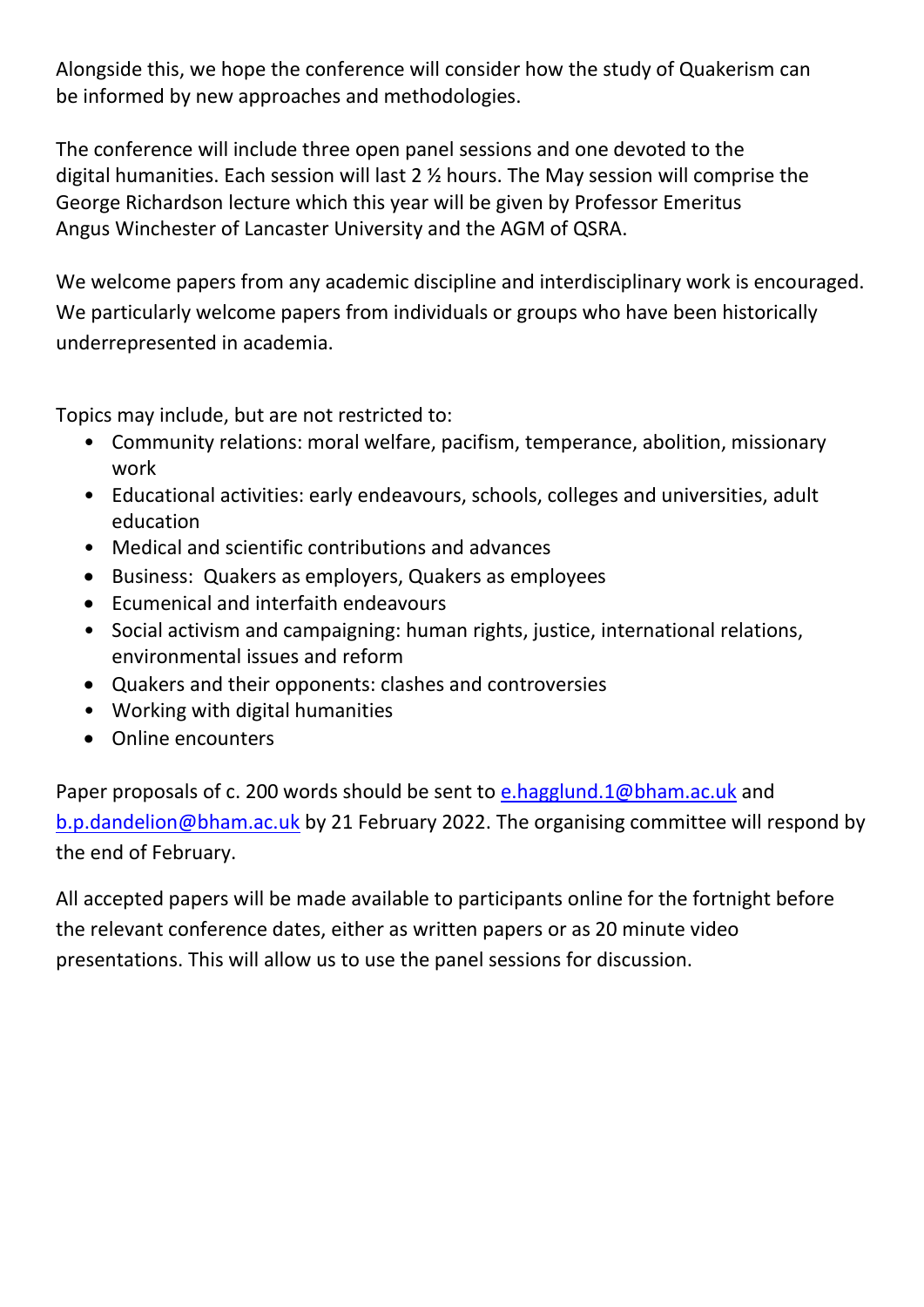Alongside this, we hope the conference will consider how the study of Quakerism can be informed by new approaches and methodologies.

The conference will include three open panel sessions and one devoted to the digital humanities. Each session will last 2 ½ hours. The May session will comprise the George Richardson lecture which this year will be given by Professor Emeritus Angus Winchester of Lancaster University and the AGM of QSRA.

We welcome papers from any academic discipline and interdisciplinary work is encouraged. We particularly welcome papers from individuals or groups who have been historically underrepresented in academia.

Topics may include, but are not restricted to:

- Community relations: moral welfare, pacifism, temperance, abolition, missionary work
- Educational activities: early endeavours, schools, colleges and universities, adult education
- Medical and scientific contributions and advances
- Business: Quakers as employers, Quakers as employees
- Ecumenical and interfaith endeavours
- Social activism and campaigning: human rights, justice, international relations, environmental issues and reform
- Quakers and their opponents: clashes and controversies
- Working with digital humanities
- Online encounters

Paper proposals of c. 200 words should be sent to e.hagglund.1@bham.ac.uk and b.p.dandelion@bham.ac.uk by 21 February 2022. The organising committee will respond by the end of February.

All accepted papers will be made available to participants online for the fortnight before the relevant conference dates, either as written papers or as 20 minute video presentations. This will allow us to use the panel sessions for discussion.